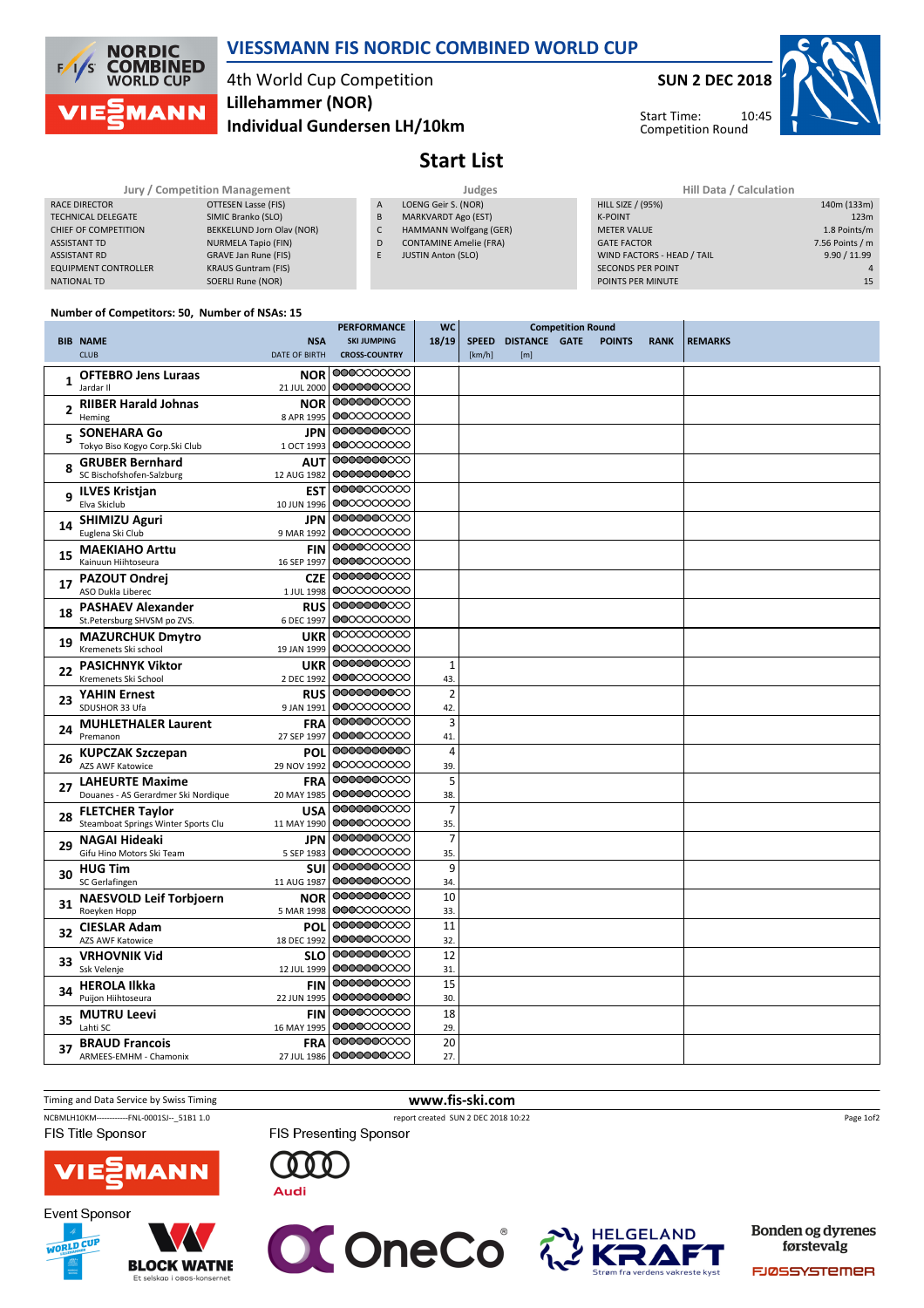# VIESSMANN FIS NORDIC COMBINED WORLD CUP

4th World Cup Competition
**Lillehammer (NOR)**
**Individual Gundersen LH/10km**

**SUN 2 DEC 2018**

Start Time: 10:45
Competition Round

## Start List

| Jury / Competition Management | |
|---|---|
| RACE DIRECTOR | OTTESEN Lasse (FIS) |
| TECHNICAL DELEGATE | SIMIC Branko (SLO) |
| CHIEF OF COMPETITION | BEKKELUND Jorn Olav (NOR) |
| ASSISTANT TD | NURMELA Tapio (FIN) |
| ASSISTANT RD | GRAVE Jan Rune (FIS) |
| EQUIPMENT CONTROLLER | KRAUS Guntram (FIS) |
| NATIONAL TD | SOERLI Rune (NOR) |

| Judges | |
|---|---|
| A | LOENG Geir S. (NOR) |
| B | MARKVARDT Ago (EST) |
| C | HAMMANN Wolfgang (GER) |
| D | CONTAMINE Amelie (FRA) |
| E | JUSTIN Anton (SLO) |

| Hill Data / Calculation | |
|---|---|
| HILL SIZE / (95%) | 140m (133m) |
| K-POINT | 123m |
| METER VALUE | 1.8 Points/m |
| GATE FACTOR | 7.56 Points / m |
| WIND FACTORS - HEAD / TAIL | 9.90 / 11.99 |
| SECONDS PER POINT | 4 |
| POINTS PER MINUTE | 15 |

**Number of Competitors: 50, Number of NSAs: 15**

| BIB | NAME / CLUB | NSA / DATE OF BIRTH | PERFORMANCE SKI JUMPING / CROSS-COUNTRY | WC 18/19 | SPEED [km/h] | DISTANCE [m] | GATE | POINTS | RANK | REMARKS |
|---|---|---|---|---|---|---|---|---|---|---|
| 1 | OFTEBRO Jens Luraas / Jardar II | NOR / 21 JUL 2000 | | | | | | | | |
| 2 | RIIBER Harald Johnas / Heming | NOR / 8 APR 1995 | | | | | | | | |
| 5 | SONEHARA Go / Tokyo Biso Kogyo Corp.Ski Club | JPN / 1 OCT 1993 | | | | | | | | |
| 8 | GRUBER Bernhard / SC Bischofshofen-Salzburg | AUT / 12 AUG 1982 | | | | | | | | |
| 9 | ILVES Kristjan / Elva Skiclub | EST / 10 JUN 1996 | | | | | | | | |
| 14 | SHIMIZU Aguri / Euglena Ski Club | JPN / 9 MAR 1992 | | | | | | | | |
| 15 | MAEKIAHO Arttu / Kainuun Hiihtoseura | FIN / 16 SEP 1997 | | | | | | | | |
| 17 | PAZOUT Ondrej / ASO Dukla Liberec | CZE / 1 JUL 1998 | | | | | | | | |
| 18 | PASHAEV Alexander / St.Petersburg SHVSM po ZVS. | RUS / 6 DEC 1997 | | | | | | | | |
| 19 | MAZURCHUK Dmytro / Kremenets Ski school | UKR / 19 JAN 1999 | | | | | | | | |
| 22 | PASICHNYK Viktor / Kremenets Ski School | UKR / 2 DEC 1992 | | 1 / 43. | | | | | | |
| 23 | YAHIN Ernest / SDUSHOR 33 Ufa | RUS / 9 JAN 1991 | | 2 / 42. | | | | | | |
| 24 | MUHLETHALER Laurent / Premanon | FRA / 27 SEP 1997 | | 3 / 41. | | | | | | |
| 26 | KUPCZAK Szczepan / AZS AWF Katowice | POL / 29 NOV 1992 | | 4 / 39. | | | | | | |
| 27 | LAHEURTE Maxime / Douanes - AS Gerardmer Ski Nordique | FRA / 20 MAY 1985 | | 5 / 38. | | | | | | |
| 28 | FLETCHER Taylor / Steamboat Springs Winter Sports Clu | USA / 11 MAY 1990 | | 7 / 35. | | | | | | |
| 29 | NAGAI Hideaki / Gifu Hino Motors Ski Team | JPN / 5 SEP 1983 | | 7 / 35. | | | | | | |
| 30 | HUG Tim / SC Gerlafingen | SUI / 11 AUG 1987 | | 9 / 34. | | | | | | |
| 31 | NAESVOLD Leif Torbjoern / Roeyken Hopp | NOR / 5 MAR 1998 | | 10 / 33. | | | | | | |
| 32 | CIESLAR Adam / AZS AWF Katowice | POL / 18 DEC 1992 | | 11 / 32. | | | | | | |
| 33 | VRHOVNIK Vid / Ssk Velenje | SLO / 12 JUL 1999 | | 12 / 31. | | | | | | |
| 34 | HEROLA Ilkka / Puijon Hiihtoseura | FIN / 22 JUN 1995 | | 15 / 30. | | | | | | |
| 35 | MUTRU Leevi / Lahti SC | FIN / 16 MAY 1995 | | 18 / 29. | | | | | | |
| 37 | BRAUD Francois / ARMEES-EMHM - Chamonix | FRA / 27 JUL 1986 | | 20 / 27. | | | | | | |

Timing and Data Service by Swiss Timing

www.fis-ski.com

NCBMLH10KM------------FNL-0001SJ--_51B1 1.0 report created SUN 2 DEC 2018 10:22

FIS Title Sponsor: VIESSMANN
FIS Presenting Sponsor: Audi
Event Sponsor: BLOCK WATNE, OneCo, HELGELAND KRAFT, Bonden og dyrenes førstevalg FJØSSYSTEMER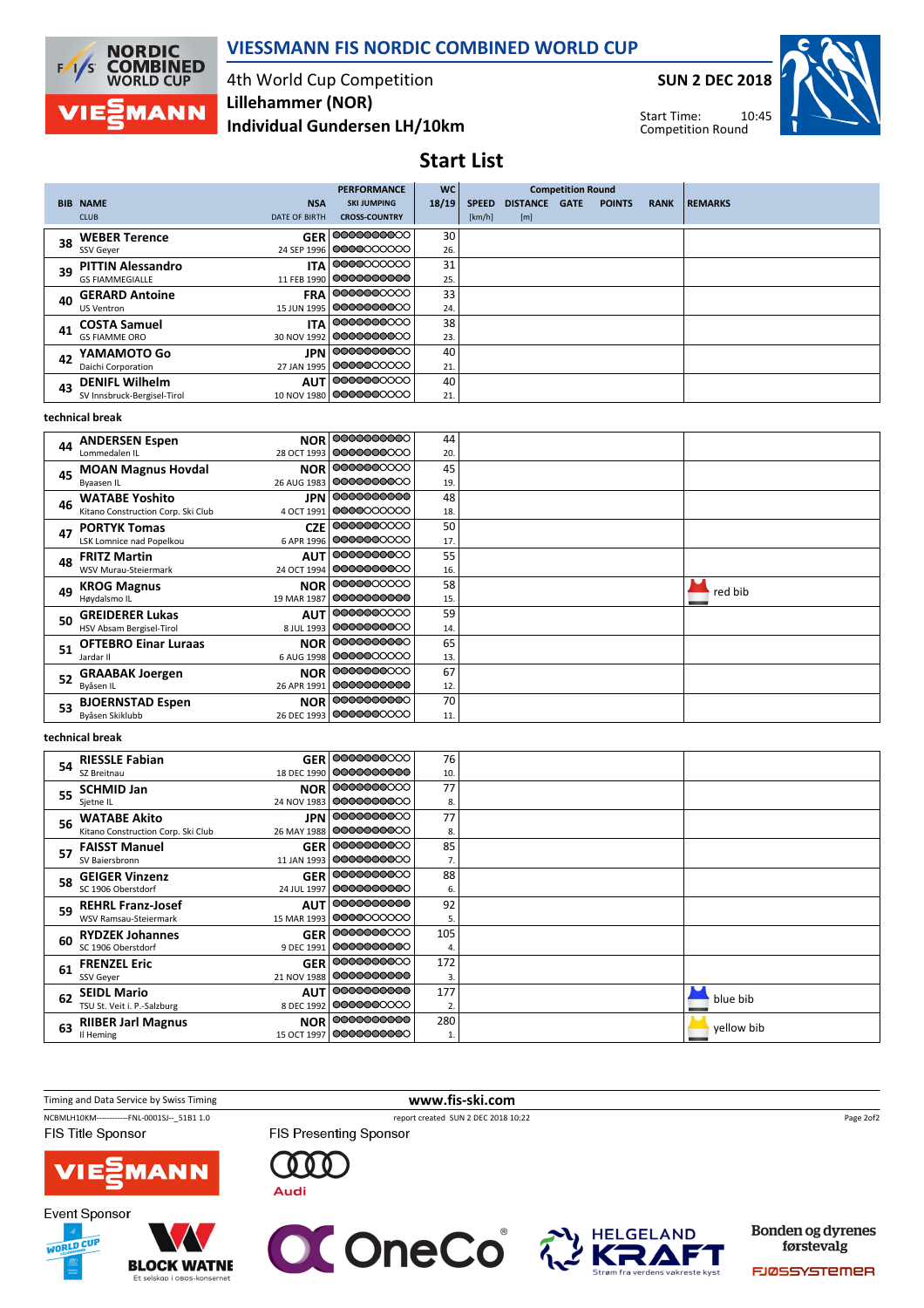# VIESSMANN FIS NORDIC COMBINED WORLD CUP

4th World Cup Competition

**Lillehammer (NOR)**

**Individual Gundersen LH/10km**

**SUN 2 DEC 2018**

Start Time: 10:45

Competition Round

## Start List

| BIB | NAME / CLUB | NSA / DATE OF BIRTH | PERFORMANCE SKI JUMPING / CROSS-COUNTRY | WC 18/19 | SPEED [km/h] | DISTANCE [m] | GATE | POINTS | RANK | REMARKS |
|---|---|---|---|---|---|---|---|---|---|---|
| 38 | WEBER Terence / SSV Geyer | GER / 24 SEP 1996 | | 30 / 26. | | | | | | |
| 39 | PITTIN Alessandro / GS FIAMMEGIALLE | ITA / 11 FEB 1990 | | 31 / 25. | | | | | | |
| 40 | GERARD Antoine / US Ventron | FRA / 15 JUN 1995 | | 33 / 24. | | | | | | |
| 41 | COSTA Samuel / GS FIAMME ORO | ITA / 30 NOV 1992 | | 38 / 23. | | | | | | |
| 42 | YAMAMOTO Go / Daichi Corporation | JPN / 27 JAN 1995 | | 40 / 21. | | | | | | |
| 43 | DENIFL Wilhelm / SV Innsbruck-Bergisel-Tirol | AUT / 10 NOV 1980 | | 40 / 21. | | | | | | |

technical break

| BIB | NAME / CLUB | NSA / DATE OF BIRTH | PERFORMANCE SKI JUMPING / CROSS-COUNTRY | WC 18/19 | SPEED [km/h] | DISTANCE [m] | GATE | POINTS | RANK | REMARKS |
|---|---|---|---|---|---|---|---|---|---|---|
| 44 | ANDERSEN Espen / Lommedalen IL | NOR / 28 OCT 1993 | | 44 / 20. | | | | | | |
| 45 | MOAN Magnus Hovdal / Byaasen IL | NOR / 26 AUG 1983 | | 45 / 19. | | | | | | |
| 46 | WATABE Yoshito / Kitano Construction Corp. Ski Club | JPN / 4 OCT 1991 | | 48 / 18. | | | | | | |
| 47 | PORTYK Tomas / LSK Lomnice nad Popelkou | CZE / 6 APR 1996 | | 50 / 17. | | | | | | |
| 48 | FRITZ Martin / WSV Murau-Steiermark | AUT / 24 OCT 1994 | | 55 / 16. | | | | | | |
| 49 | KROG Magnus / Høydalsmo IL | NOR / 19 MAR 1987 | | 58 / 15. | | | | | | red bib |
| 50 | GREIDERER Lukas / HSV Absam Bergisel-Tirol | AUT / 8 JUL 1993 | | 59 / 14. | | | | | | |
| 51 | OFTEBRO Einar Luraas / Jardar Il | NOR / 6 AUG 1998 | | 65 / 13. | | | | | | |
| 52 | GRAABAK Joergen / Byåsen IL | NOR / 26 APR 1991 | | 67 / 12. | | | | | | |
| 53 | BJOERNSTAD Espen / Byåsen Skiklubb | NOR / 26 DEC 1993 | | 70 / 11. | | | | | | |

technical break

| BIB | NAME / CLUB | NSA / DATE OF BIRTH | PERFORMANCE SKI JUMPING / CROSS-COUNTRY | WC 18/19 | SPEED [km/h] | DISTANCE [m] | GATE | POINTS | RANK | REMARKS |
|---|---|---|---|---|---|---|---|---|---|---|
| 54 | RIESSLE Fabian / SZ Breitnau | GER / 18 DEC 1990 | | 76 / 10. | | | | | | |
| 55 | SCHMID Jan / Sjetne IL | NOR / 24 NOV 1983 | | 77 / 8. | | | | | | |
| 56 | WATABE Akito / Kitano Construction Corp. Ski Club | JPN / 26 MAY 1988 | | 77 / 8. | | | | | | |
| 57 | FAISST Manuel / SV Baiersbronn | GER / 11 JAN 1993 | | 85 / 7. | | | | | | |
| 58 | GEIGER Vinzenz / SC 1906 Oberstdorf | GER / 24 JUL 1997 | | 88 / 6. | | | | | | |
| 59 | REHRL Franz-Josef / WSV Ramsau-Steiermark | AUT / 15 MAR 1993 | | 92 / 5. | | | | | | |
| 60 | RYDZEK Johannes / SC 1906 Oberstdorf | GER / 9 DEC 1991 | | 105 / 4. | | | | | | |
| 61 | FRENZEL Eric / SSV Geyer | GER / 21 NOV 1988 | | 172 / 3. | | | | | | |
| 62 | SEIDL Mario / TSU St. Veit i. P.-Salzburg | AUT / 8 DEC 1992 | | 177 / 2. | | | | | | blue bib |
| 63 | RIIBER Jarl Magnus / Il Heming | NOR / 15 OCT 1997 | | 280 / 1. | | | | | | yellow bib |

Timing and Data Service by Swiss Timing

www.fis-ski.com

NCBMLH10KM------------FNL-0001SJ--_51B1 1.0

report created SUN 2 DEC 2018 10:22

FIS Title Sponsor: VIESSMANN

FIS Presenting Sponsor: Audi

Event Sponsor: WORLD CUP Lillehammer, BLOCK WATNE (Et selskap i OBOS-konsernet), OneCo, HELGELAND KRAFT (Strøm fra verdens vakreste kyst), Bonden og dyrenes førstevalg FJØSSYSTEMER